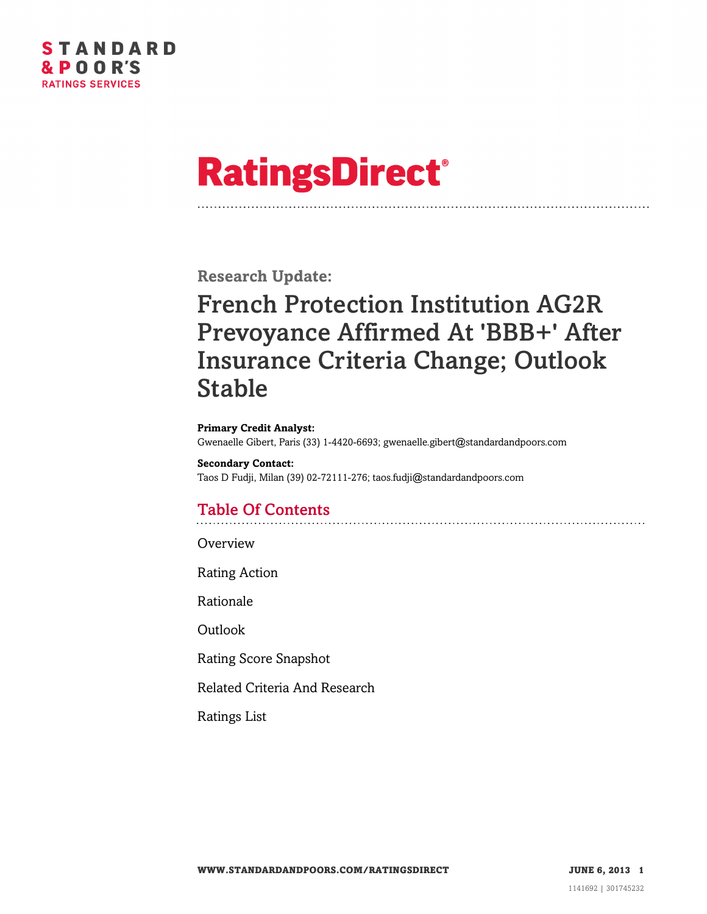# RatingsDirect®

**Research Update:**

# French Protection Institution AG2R Prevoyance Affirmed At 'BBB+' After Insurance Criteria Change; Outlook Stable

**Primary Credit Analyst:**
Gwenaelle Gibert, Paris (33) 1-4420-6693; gwenaelle.gibert@standardandpoors.com

**Secondary Contact:**
Taos D Fudji, Milan (39) 02-72111-276; taos.fudji@standardandpoors.com

## Table Of Contents

Overview

Rating Action

Rationale

Outlook

Rating Score Snapshot

Related Criteria And Research

Ratings List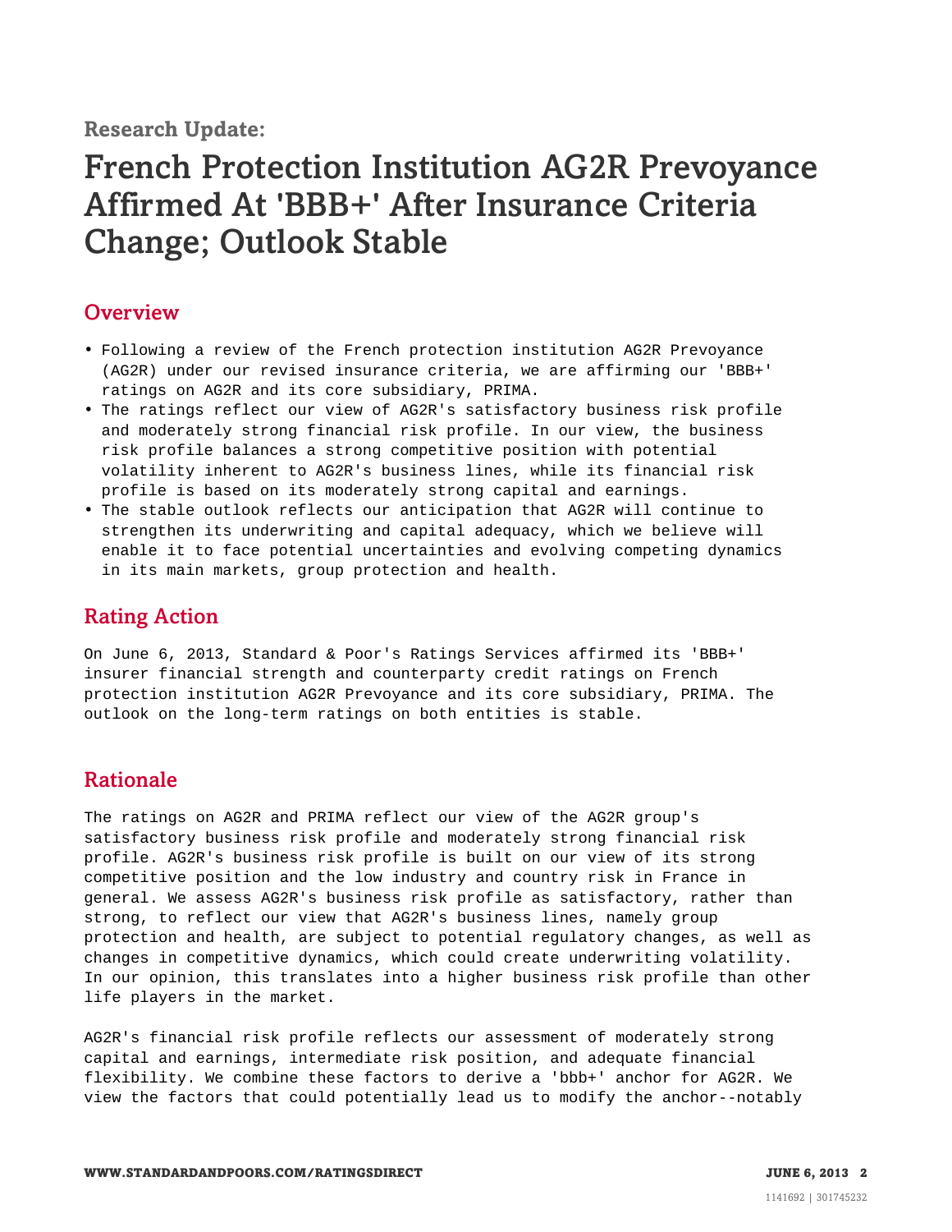Research Update:

# French Protection Institution AG2R Prevoyance Affirmed At 'BBB+' After Insurance Criteria Change; Outlook Stable

## Overview

- Following a review of the French protection institution AG2R Prevoyance (AG2R) under our revised insurance criteria, we are affirming our 'BBB+' ratings on AG2R and its core subsidiary, PRIMA.
- The ratings reflect our view of AG2R's satisfactory business risk profile and moderately strong financial risk profile. In our view, the business risk profile balances a strong competitive position with potential volatility inherent to AG2R's business lines, while its financial risk profile is based on its moderately strong capital and earnings.
- The stable outlook reflects our anticipation that AG2R will continue to strengthen its underwriting and capital adequacy, which we believe will enable it to face potential uncertainties and evolving competing dynamics in its main markets, group protection and health.

## Rating Action

On June 6, 2013, Standard & Poor's Ratings Services affirmed its 'BBB+' insurer financial strength and counterparty credit ratings on French protection institution AG2R Prevoyance and its core subsidiary, PRIMA. The outlook on the long-term ratings on both entities is stable.

## Rationale

The ratings on AG2R and PRIMA reflect our view of the AG2R group's satisfactory business risk profile and moderately strong financial risk profile. AG2R's business risk profile is built on our view of its strong competitive position and the low industry and country risk in France in general. We assess AG2R's business risk profile as satisfactory, rather than strong, to reflect our view that AG2R's business lines, namely group protection and health, are subject to potential regulatory changes, as well as changes in competitive dynamics, which could create underwriting volatility. In our opinion, this translates into a higher business risk profile than other life players in the market.

AG2R's financial risk profile reflects our assessment of moderately strong capital and earnings, intermediate risk position, and adequate financial flexibility. We combine these factors to derive a 'bbb+' anchor for AG2R. We view the factors that could potentially lead us to modify the anchor--notably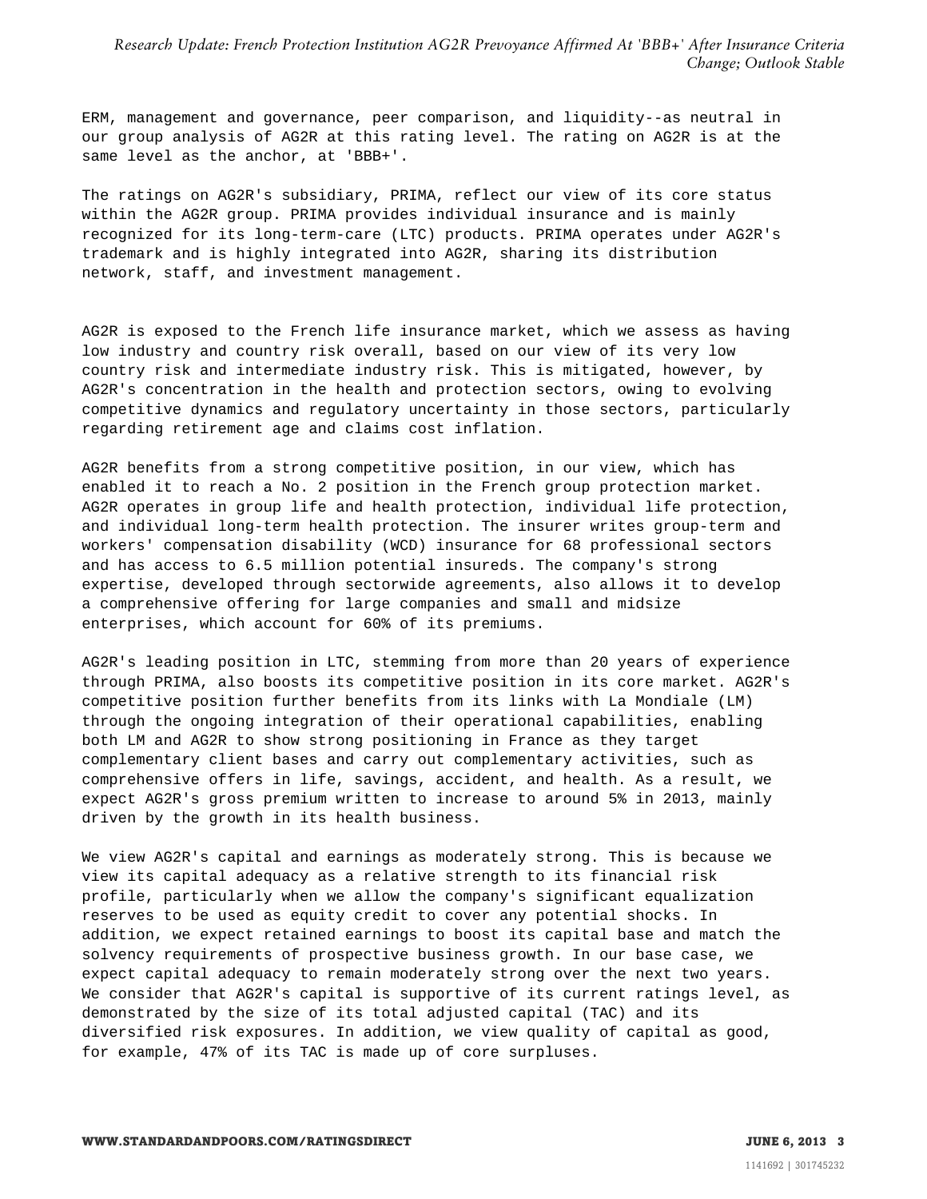ERM, management and governance, peer comparison, and liquidity--as neutral in our group analysis of AG2R at this rating level. The rating on AG2R is at the same level as the anchor, at 'BBB+'.

The ratings on AG2R's subsidiary, PRIMA, reflect our view of its core status within the AG2R group. PRIMA provides individual insurance and is mainly recognized for its long-term-care (LTC) products. PRIMA operates under AG2R's trademark and is highly integrated into AG2R, sharing its distribution network, staff, and investment management.

AG2R is exposed to the French life insurance market, which we assess as having low industry and country risk overall, based on our view of its very low country risk and intermediate industry risk. This is mitigated, however, by AG2R's concentration in the health and protection sectors, owing to evolving competitive dynamics and regulatory uncertainty in those sectors, particularly regarding retirement age and claims cost inflation.

AG2R benefits from a strong competitive position, in our view, which has enabled it to reach a No. 2 position in the French group protection market. AG2R operates in group life and health protection, individual life protection, and individual long-term health protection. The insurer writes group-term and workers' compensation disability (WCD) insurance for 68 professional sectors and has access to 6.5 million potential insureds. The company's strong expertise, developed through sectorwide agreements, also allows it to develop a comprehensive offering for large companies and small and midsize enterprises, which account for 60% of its premiums.

AG2R's leading position in LTC, stemming from more than 20 years of experience through PRIMA, also boosts its competitive position in its core market. AG2R's competitive position further benefits from its links with La Mondiale (LM) through the ongoing integration of their operational capabilities, enabling both LM and AG2R to show strong positioning in France as they target complementary client bases and carry out complementary activities, such as comprehensive offers in life, savings, accident, and health. As a result, we expect AG2R's gross premium written to increase to around 5% in 2013, mainly driven by the growth in its health business.

We view AG2R's capital and earnings as moderately strong. This is because we view its capital adequacy as a relative strength to its financial risk profile, particularly when we allow the company's significant equalization reserves to be used as equity credit to cover any potential shocks. In addition, we expect retained earnings to boost its capital base and match the solvency requirements of prospective business growth. In our base case, we expect capital adequacy to remain moderately strong over the next two years. We consider that AG2R's capital is supportive of its current ratings level, as demonstrated by the size of its total adjusted capital (TAC) and its diversified risk exposures. In addition, we view quality of capital as good, for example, 47% of its TAC is made up of core surpluses.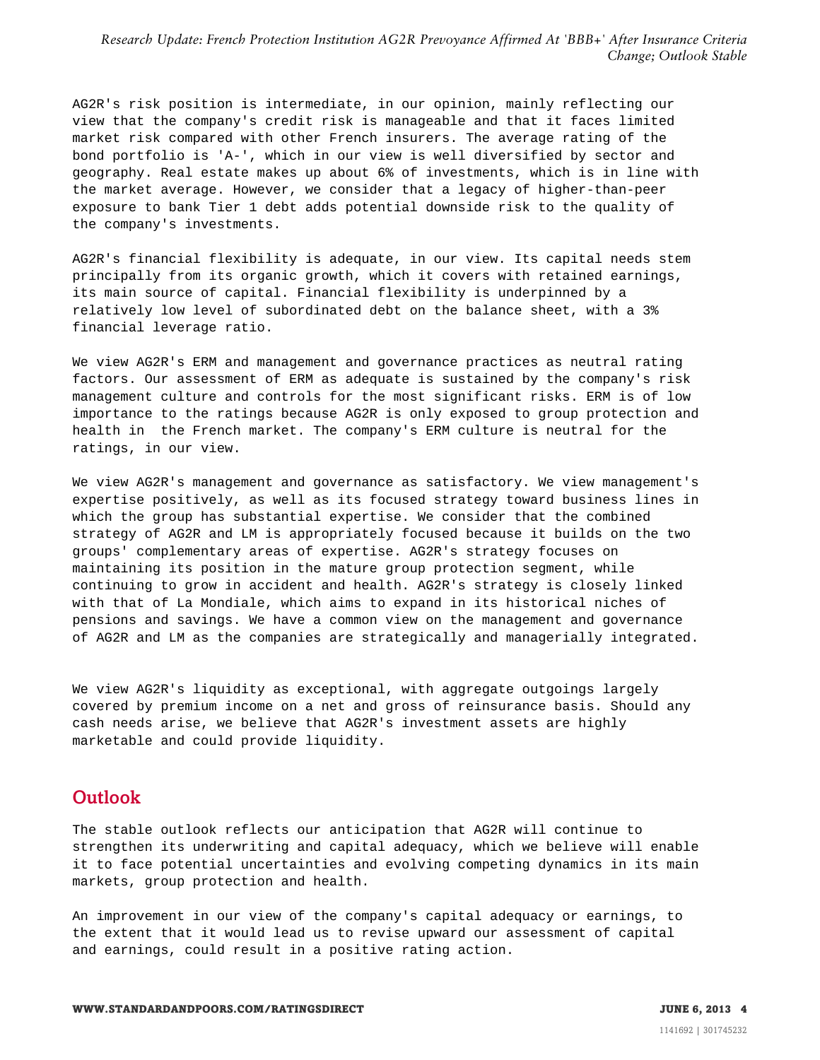AG2R's risk position is intermediate, in our opinion, mainly reflecting our view that the company's credit risk is manageable and that it faces limited market risk compared with other French insurers. The average rating of the bond portfolio is 'A-', which in our view is well diversified by sector and geography. Real estate makes up about 6% of investments, which is in line with the market average. However, we consider that a legacy of higher-than-peer exposure to bank Tier 1 debt adds potential downside risk to the quality of the company's investments.

AG2R's financial flexibility is adequate, in our view. Its capital needs stem principally from its organic growth, which it covers with retained earnings, its main source of capital. Financial flexibility is underpinned by a relatively low level of subordinated debt on the balance sheet, with a 3% financial leverage ratio.

We view AG2R's ERM and management and governance practices as neutral rating factors. Our assessment of ERM as adequate is sustained by the company's risk management culture and controls for the most significant risks. ERM is of low importance to the ratings because AG2R is only exposed to group protection and health in the French market. The company's ERM culture is neutral for the ratings, in our view.

We view AG2R's management and governance as satisfactory. We view management's expertise positively, as well as its focused strategy toward business lines in which the group has substantial expertise. We consider that the combined strategy of AG2R and LM is appropriately focused because it builds on the two groups' complementary areas of expertise. AG2R's strategy focuses on maintaining its position in the mature group protection segment, while continuing to grow in accident and health. AG2R's strategy is closely linked with that of La Mondiale, which aims to expand in its historical niches of pensions and savings. We have a common view on the management and governance of AG2R and LM as the companies are strategically and managerially integrated.

We view AG2R's liquidity as exceptional, with aggregate outgoings largely covered by premium income on a net and gross of reinsurance basis. Should any cash needs arise, we believe that AG2R's investment assets are highly marketable and could provide liquidity.

## Outlook

The stable outlook reflects our anticipation that AG2R will continue to strengthen its underwriting and capital adequacy, which we believe will enable it to face potential uncertainties and evolving competing dynamics in its main markets, group protection and health.

An improvement in our view of the company's capital adequacy or earnings, to the extent that it would lead us to revise upward our assessment of capital and earnings, could result in a positive rating action.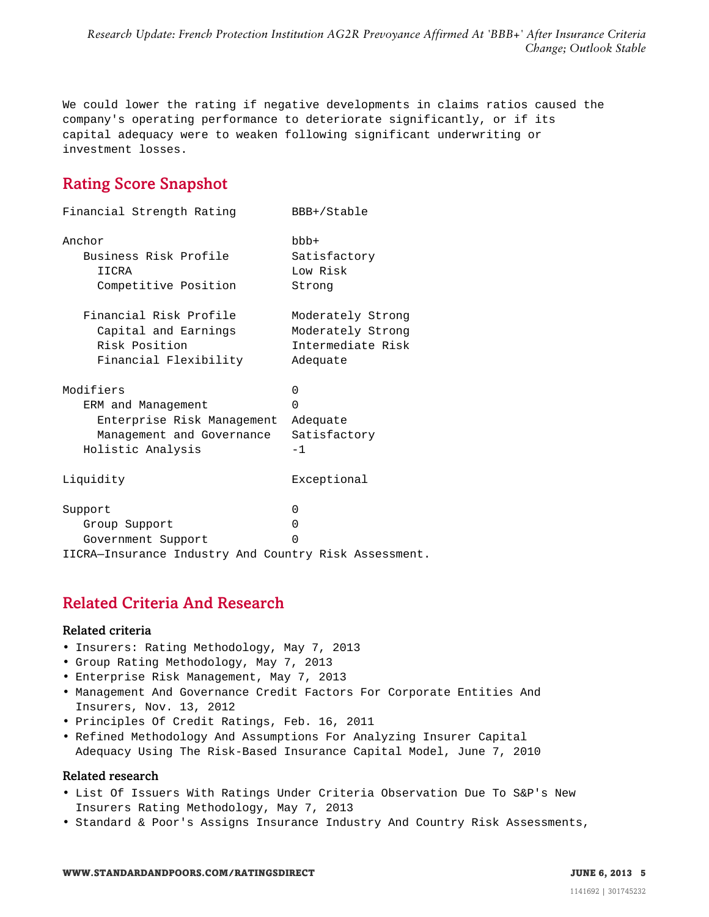We could lower the rating if negative developments in claims ratios caused the company's operating performance to deteriorate significantly, or if its capital adequacy were to weaken following significant underwriting or investment losses.

## Rating Score Snapshot

| | |
|---|---|
| Financial Strength Rating | BBB+/Stable |
| | |
| Anchor | bbb+ |
| Business Risk Profile | Satisfactory |
| IICRA | Low Risk |
| Competitive Position | Strong |
| | |
| Financial Risk Profile | Moderately Strong |
| Capital and Earnings | Moderately Strong |
| Risk Position | Intermediate Risk |
| Financial Flexibility | Adequate |
| | |
| Modifiers | 0 |
| ERM and Management | 0 |
| Enterprise Risk Management | Adequate |
| Management and Governance | Satisfactory |
| Holistic Analysis | -1 |
| | |
| Liquidity | Exceptional |
| | |
| Support | 0 |
| Group Support | 0 |
| Government Support | 0 |

IICRA—Insurance Industry And Country Risk Assessment.

## Related Criteria And Research

### Related criteria

- Insurers: Rating Methodology, May 7, 2013
- Group Rating Methodology, May 7, 2013
- Enterprise Risk Management, May 7, 2013
- Management And Governance Credit Factors For Corporate Entities And Insurers, Nov. 13, 2012
- Principles Of Credit Ratings, Feb. 16, 2011
- Refined Methodology And Assumptions For Analyzing Insurer Capital Adequacy Using The Risk-Based Insurance Capital Model, June 7, 2010

### Related research

- List Of Issuers With Ratings Under Criteria Observation Due To S&P's New Insurers Rating Methodology, May 7, 2013
- Standard & Poor's Assigns Insurance Industry And Country Risk Assessments,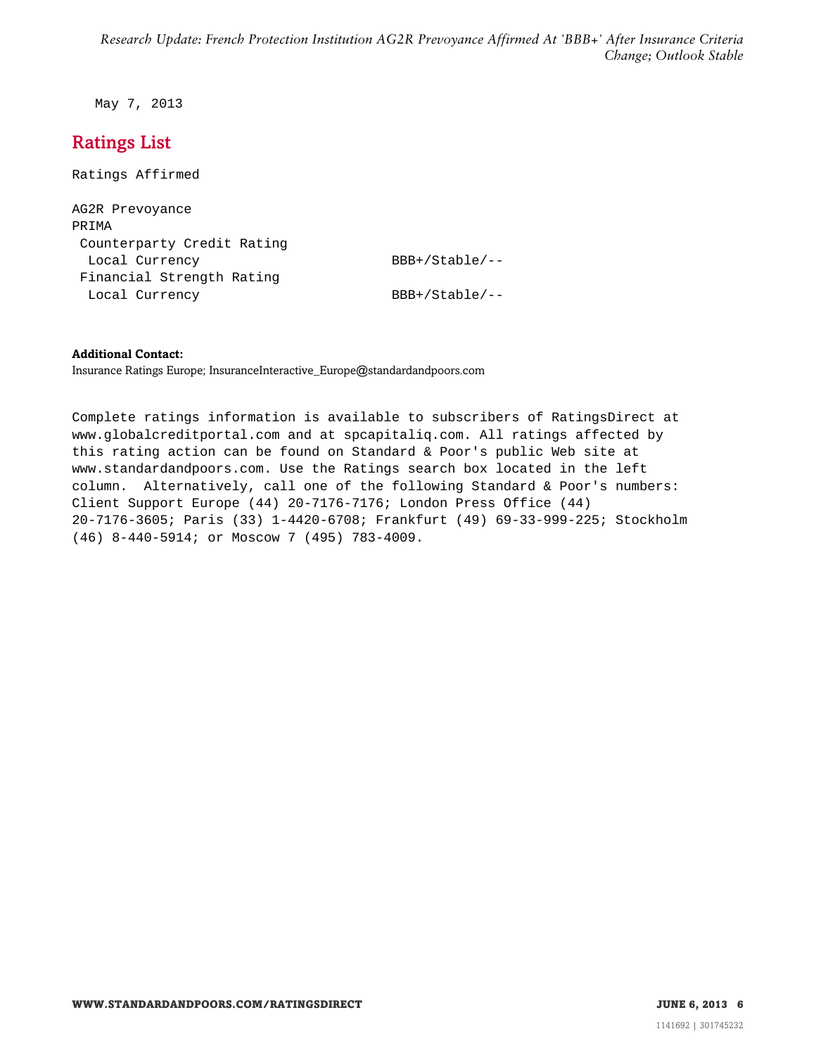May 7, 2013

## Ratings List

Ratings Affirmed

| | |
|---|---|
| AG2R Prevoyance | |
| PRIMA | |
| Counterparty Credit Rating | |
| Local Currency | BBB+/Stable/-- |
| Financial Strength Rating | |
| Local Currency | BBB+/Stable/-- |

**Additional Contact:**
Insurance Ratings Europe; InsuranceInteractive_Europe@standardandpoors.com

Complete ratings information is available to subscribers of RatingsDirect at www.globalcreditportal.com and at spcapitaliq.com. All ratings affected by this rating action can be found on Standard & Poor's public Web site at www.standardandpoors.com. Use the Ratings search box located in the left column. Alternatively, call one of the following Standard & Poor's numbers: Client Support Europe (44) 20-7176-7176; London Press Office (44) 20-7176-3605; Paris (33) 1-4420-6708; Frankfurt (49) 69-33-999-225; Stockholm (46) 8-440-5914; or Moscow 7 (495) 783-4009.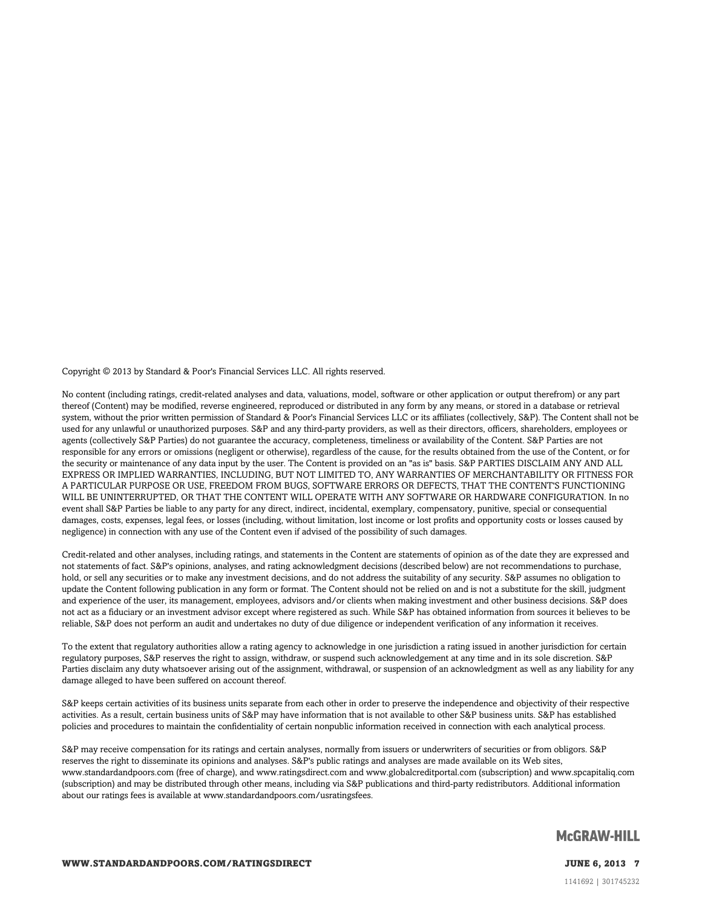Copyright © 2013 by Standard & Poor's Financial Services LLC. All rights reserved.

No content (including ratings, credit-related analyses and data, valuations, model, software or other application or output therefrom) or any part thereof (Content) may be modified, reverse engineered, reproduced or distributed in any form by any means, or stored in a database or retrieval system, without the prior written permission of Standard & Poor's Financial Services LLC or its affiliates (collectively, S&P). The Content shall not be used for any unlawful or unauthorized purposes. S&P and any third-party providers, as well as their directors, officers, shareholders, employees or agents (collectively S&P Parties) do not guarantee the accuracy, completeness, timeliness or availability of the Content. S&P Parties are not responsible for any errors or omissions (negligent or otherwise), regardless of the cause, for the results obtained from the use of the Content, or for the security or maintenance of any data input by the user. The Content is provided on an "as is" basis. S&P PARTIES DISCLAIM ANY AND ALL EXPRESS OR IMPLIED WARRANTIES, INCLUDING, BUT NOT LIMITED TO, ANY WARRANTIES OF MERCHANTABILITY OR FITNESS FOR A PARTICULAR PURPOSE OR USE, FREEDOM FROM BUGS, SOFTWARE ERRORS OR DEFECTS, THAT THE CONTENT'S FUNCTIONING WILL BE UNINTERRUPTED, OR THAT THE CONTENT WILL OPERATE WITH ANY SOFTWARE OR HARDWARE CONFIGURATION. In no event shall S&P Parties be liable to any party for any direct, indirect, incidental, exemplary, compensatory, punitive, special or consequential damages, costs, expenses, legal fees, or losses (including, without limitation, lost income or lost profits and opportunity costs or losses caused by negligence) in connection with any use of the Content even if advised of the possibility of such damages.

Credit-related and other analyses, including ratings, and statements in the Content are statements of opinion as of the date they are expressed and not statements of fact. S&P's opinions, analyses, and rating acknowledgment decisions (described below) are not recommendations to purchase, hold, or sell any securities or to make any investment decisions, and do not address the suitability of any security. S&P assumes no obligation to update the Content following publication in any form or format. The Content should not be relied on and is not a substitute for the skill, judgment and experience of the user, its management, employees, advisors and/or clients when making investment and other business decisions. S&P does not act as a fiduciary or an investment advisor except where registered as such. While S&P has obtained information from sources it believes to be reliable, S&P does not perform an audit and undertakes no duty of due diligence or independent verification of any information it receives.

To the extent that regulatory authorities allow a rating agency to acknowledge in one jurisdiction a rating issued in another jurisdiction for certain regulatory purposes, S&P reserves the right to assign, withdraw, or suspend such acknowledgement at any time and in its sole discretion. S&P Parties disclaim any duty whatsoever arising out of the assignment, withdrawal, or suspension of an acknowledgment as well as any liability for any damage alleged to have been suffered on account thereof.

S&P keeps certain activities of its business units separate from each other in order to preserve the independence and objectivity of their respective activities. As a result, certain business units of S&P may have information that is not available to other S&P business units. S&P has established policies and procedures to maintain the confidentiality of certain nonpublic information received in connection with each analytical process.

S&P may receive compensation for its ratings and certain analyses, normally from issuers or underwriters of securities or from obligors. S&P reserves the right to disseminate its opinions and analyses. S&P's public ratings and analyses are made available on its Web sites, www.standardandpoors.com (free of charge), and www.ratingsdirect.com and www.globalcreditportal.com (subscription) and www.spcapitaliq.com (subscription) and may be distributed through other means, including via S&P publications and third-party redistributors. Additional information about our ratings fees is available at www.standardandpoors.com/usratingsfees.

McGRAW-HILL